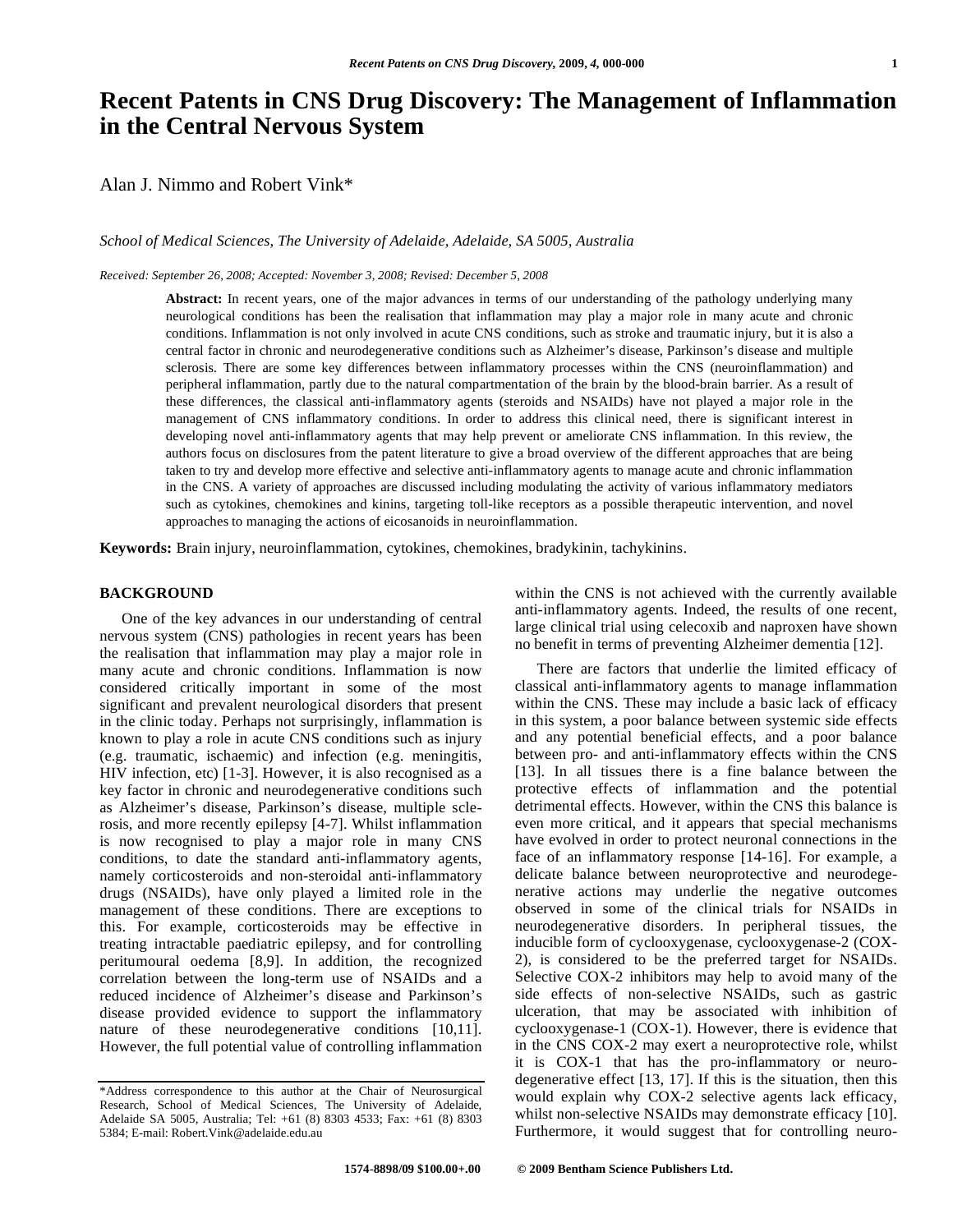# Recent Patents in CNS Drug Discovery: The Management of Inflammation in the Central Nervous System

Alan J. Nimmo and Robert Vink*

*School of Medical Sciences, The University of Adelaide, Adelaide, SA 5005, Australia*

*Received: September 26, 2008; Accepted: November 3, 2008; Revised: December 5, 2008*

**Abstract:** In recent years, one of the major advances in terms of our understanding of the pathology underlying many neurological conditions has been the realisation that inflammation may play a major role in many acute and chronic conditions. Inflammation is not only involved in acute CNS conditions, such as stroke and traumatic injury, but it is also a central factor in chronic and neurodegenerative conditions such as Alzheimer's disease, Parkinson's disease and multiple sclerosis. There are some key differences between inflammatory processes within the CNS (neuroinflammation) and peripheral inflammation, partly due to the natural compartmentation of the brain by the blood-brain barrier. As a result of these differences, the classical anti-inflammatory agents (steroids and NSAIDs) have not played a major role in the management of CNS inflammatory conditions. In order to address this clinical need, there is significant interest in developing novel anti-inflammatory agents that may help prevent or ameliorate CNS inflammation. In this review, the authors focus on disclosures from the patent literature to give a broad overview of the different approaches that are being taken to try and develop more effective and selective anti-inflammatory agents to manage acute and chronic inflammation in the CNS. A variety of approaches are discussed including modulating the activity of various inflammatory mediators such as cytokines, chemokines and kinins, targeting toll-like receptors as a possible therapeutic intervention, and novel approaches to managing the actions of eicosanoids in neuroinflammation.

**Keywords:** Brain injury, neuroinflammation, cytokines, chemokines, bradykinin, tachykinins.

## BACKGROUND

One of the key advances in our understanding of central nervous system (CNS) pathologies in recent years has been the realisation that inflammation may play a major role in many acute and chronic conditions. Inflammation is now considered critically important in some of the most significant and prevalent neurological disorders that present in the clinic today. Perhaps not surprisingly, inflammation is known to play a role in acute CNS conditions such as injury (e.g. traumatic, ischaemic) and infection (e.g. meningitis, HIV infection, etc) [1-3]. However, it is also recognised as a key factor in chronic and neurodegenerative conditions such as Alzheimer's disease, Parkinson's disease, multiple sclerosis, and more recently epilepsy [4-7]. Whilst inflammation is now recognised to play a major role in many CNS conditions, to date the standard anti-inflammatory agents, namely corticosteroids and non-steroidal anti-inflammatory drugs (NSAIDs), have only played a limited role in the management of these conditions. There are exceptions to this. For example, corticosteroids may be effective in treating intractable paediatric epilepsy, and for controlling peritumoural oedema [8,9]. In addition, the recognized correlation between the long-term use of NSAIDs and a reduced incidence of Alzheimer's disease and Parkinson's disease provided evidence to support the inflammatory nature of these neurodegenerative conditions [10,11]. However, the full potential value of controlling inflammation within the CNS is not achieved with the currently available anti-inflammatory agents. Indeed, the results of one recent, large clinical trial using celecoxib and naproxen have shown no benefit in terms of preventing Alzheimer dementia [12].

There are factors that underlie the limited efficacy of classical anti-inflammatory agents to manage inflammation within the CNS. These may include a basic lack of efficacy in this system, a poor balance between systemic side effects and any potential beneficial effects, and a poor balance between pro- and anti-inflammatory effects within the CNS [13]. In all tissues there is a fine balance between the protective effects of inflammation and the potential detrimental effects. However, within the CNS this balance is even more critical, and it appears that special mechanisms have evolved in order to protect neuronal connections in the face of an inflammatory response [14-16]. For example, a delicate balance between neuroprotective and neurodegenerative actions may underlie the negative outcomes observed in some of the clinical trials for NSAIDs in neurodegenerative disorders. In peripheral tissues, the inducible form of cyclooxygenase, cyclooxygenase-2 (COX-2), is considered to be the preferred target for NSAIDs. Selective COX-2 inhibitors may help to avoid many of the side effects of non-selective NSAIDs, such as gastric ulceration, that may be associated with inhibition of cyclooxygenase-1 (COX-1). However, there is evidence that in the CNS COX-2 may exert a neuroprotective role, whilst it is COX-1 that has the pro-inflammatory or neurodegenerative effect [13, 17]. If this is the situation, then this would explain why COX-2 selective agents lack efficacy, whilst non-selective NSAIDs may demonstrate efficacy [10]. Furthermore, it would suggest that for controlling neuro-

*Address correspondence to this author at the Chair of Neurosurgical Research, School of Medical Sciences, The University of Adelaide, Adelaide SA 5005, Australia; Tel: +61 (8) 8303 4533; Fax: +61 (8) 8303 5384; E-mail: Robert.Vink@adelaide.edu.au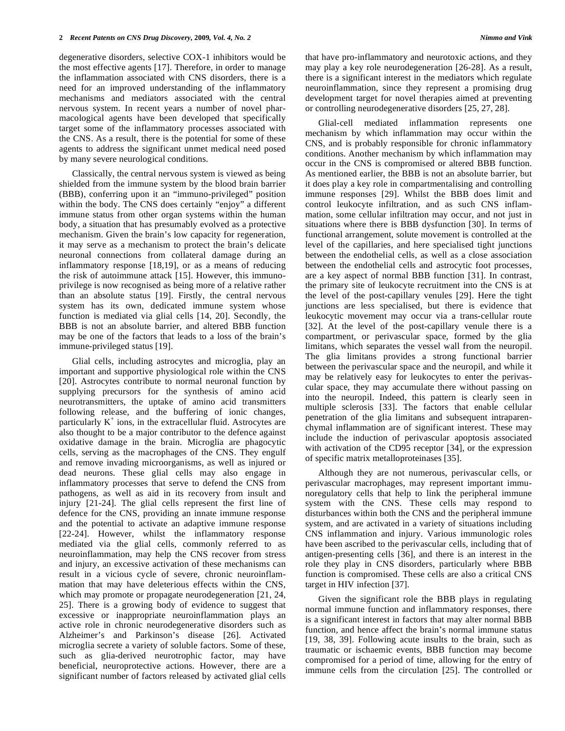degenerative disorders, selective COX-1 inhibitors would be the most effective agents [17]. Therefore, in order to manage the inflammation associated with CNS disorders, there is a need for an improved understanding of the inflammatory mechanisms and mediators associated with the central nervous system. In recent years a number of novel pharmacological agents have been developed that specifically target some of the inflammatory processes associated with the CNS. As a result, there is the potential for some of these agents to address the significant unmet medical need posed by many severe neurological conditions.

Classically, the central nervous system is viewed as being shielded from the immune system by the blood brain barrier (BBB), conferring upon it an "immuno-privileged" position within the body. The CNS does certainly "enjoy" a different immune status from other organ systems within the human body, a situation that has presumably evolved as a protective mechanism. Given the brain's low capacity for regeneration, it may serve as a mechanism to protect the brain's delicate neuronal connections from collateral damage during an inflammatory response [18,19], or as a means of reducing the risk of autoimmune attack [15]. However, this immuno-privilege is now recognised as being more of a relative rather than an absolute status [19]. Firstly, the central nervous system has its own, dedicated immune system whose function is mediated via glial cells [14, 20]. Secondly, the BBB is not an absolute barrier, and altered BBB function may be one of the factors that leads to a loss of the brain's immune-privileged status [19].

Glial cells, including astrocytes and microglia, play an important and supportive physiological role within the CNS [20]. Astrocytes contribute to normal neuronal function by supplying precursors for the synthesis of amino acid neurotransmitters, the uptake of amino acid transmitters following release, and the buffering of ionic changes, particularly $K^+$ ions, in the extracellular fluid. Astrocytes are also thought to be a major contributor to the defence against oxidative damage in the brain. Microglia are phagocytic cells, serving as the macrophages of the CNS. They engulf and remove invading microorganisms, as well as injured or dead neurons. These glial cells may also engage in inflammatory processes that serve to defend the CNS from pathogens, as well as aid in its recovery from insult and injury [21-24]. The glial cells represent the first line of defence for the CNS, providing an innate immune response and the potential to activate an adaptive immune response [22-24]. However, whilst the inflammatory response mediated via the glial cells, commonly referred to as neuroinflammation, may help the CNS recover from stress and injury, an excessive activation of these mechanisms can result in a vicious cycle of severe, chronic neuroinflammation that may have deleterious effects within the CNS, which may promote or propagate neurodegeneration [21, 24, 25]. There is a growing body of evidence to suggest that excessive or inappropriate neuroinflammation plays an active role in chronic neurodegenerative disorders such as Alzheimer's and Parkinson's disease [26]. Activated microglia secrete a variety of soluble factors. Some of these, such as glia-derived neurotrophic factor, may have beneficial, neuroprotective actions. However, there are a significant number of factors released by activated glial cells that have pro-inflammatory and neurotoxic actions, and they may play a key role neurodegeneration [26-28]. As a result, there is a significant interest in the mediators which regulate neuroinflammation, since they represent a promising drug development target for novel therapies aimed at preventing or controlling neurodegenerative disorders [25, 27, 28].

Glial-cell mediated inflammation represents one mechanism by which inflammation may occur within the CNS, and is probably responsible for chronic inflammatory conditions. Another mechanism by which inflammation may occur in the CNS is compromised or altered BBB function. As mentioned earlier, the BBB is not an absolute barrier, but it does play a key role in compartmentalising and controlling immune responses [29]. Whilst the BBB does limit and control leukocyte infiltration, and as such CNS inflammation, some cellular infiltration may occur, and not just in situations where there is BBB dysfunction [30]. In terms of functional arrangement, solute movement is controlled at the level of the capillaries, and here specialised tight junctions between the endothelial cells, as well as a close association between the endothelial cells and astrocytic foot processes, are a key aspect of normal BBB function [31]. In contrast, the primary site of leukocyte recruitment into the CNS is at the level of the post-capillary venules [29]. Here the tight junctions are less specialised, but there is evidence that leukocytic movement may occur via a trans-cellular route [32]. At the level of the post-capillary venule there is a compartment, or perivascular space, formed by the glia limitans, which separates the vessel wall from the neuropil. The glia limitans provides a strong functional barrier between the perivascular space and the neuropil, and while it may be relatively easy for leukocytes to enter the perivascular space, they may accumulate there without passing on into the neuropil. Indeed, this pattern is clearly seen in multiple sclerosis [33]. The factors that enable cellular penetration of the glia limitans and subsequent intraparenchymal inflammation are of significant interest. These may include the induction of perivascular apoptosis associated with activation of the CD95 receptor [34], or the expression of specific matrix metalloproteinases [35].

Although they are not numerous, perivascular cells, or perivascular macrophages, may represent important immunoregulatory cells that help to link the peripheral immune system with the CNS. These cells may respond to disturbances within both the CNS and the peripheral immune system, and are activated in a variety of situations including CNS inflammation and injury. Various immunologic roles have been ascribed to the perivascular cells, including that of antigen-presenting cells [36], and there is an interest in the role they play in CNS disorders, particularly where BBB function is compromised. These cells are also a critical CNS target in HIV infection [37].

Given the significant role the BBB plays in regulating normal immune function and inflammatory responses, there is a significant interest in factors that may alter normal BBB function, and hence affect the brain's normal immune status [19, 38, 39]. Following acute insults to the brain, such as traumatic or ischaemic events, BBB function may become compromised for a period of time, allowing for the entry of immune cells from the circulation [25]. The controlled or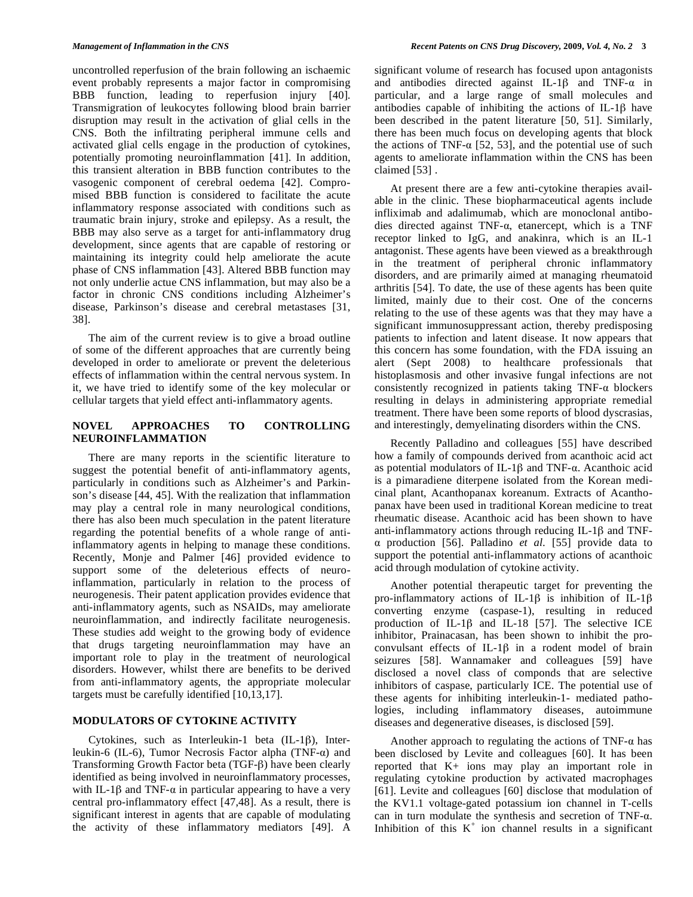uncontrolled reperfusion of the brain following an ischaemic event probably represents a major factor in compromising BBB function, leading to reperfusion injury [40]. Transmigration of leukocytes following blood brain barrier disruption may result in the activation of glial cells in the CNS. Both the infiltrating peripheral immune cells and activated glial cells engage in the production of cytokines, potentially promoting neuroinflammation [41]. In addition, this transient alteration in BBB function contributes to the vasogenic component of cerebral oedema [42]. Compromised BBB function is considered to facilitate the acute inflammatory response associated with conditions such as traumatic brain injury, stroke and epilepsy. As a result, the BBB may also serve as a target for anti-inflammatory drug development, since agents that are capable of restoring or maintaining its integrity could help ameliorate the acute phase of CNS inflammation [43]. Altered BBB function may not only underlie actue CNS inflammation, but may also be a factor in chronic CNS conditions including Alzheimer's disease, Parkinson's disease and cerebral metastases [31, 38].

The aim of the current review is to give a broad outline of some of the different approaches that are currently being developed in order to ameliorate or prevent the deleterious effects of inflammation within the central nervous system. In it, we have tried to identify some of the key molecular or cellular targets that yield effect anti-inflammatory agents.

## NOVEL APPROACHES TO CONTROLLING NEUROINFLAMMATION

There are many reports in the scientific literature to suggest the potential benefit of anti-inflammatory agents, particularly in conditions such as Alzheimer's and Parkinson's disease [44, 45]. With the realization that inflammation may play a central role in many neurological conditions, there has also been much speculation in the patent literature regarding the potential benefits of a whole range of anti-inflammatory agents in helping to manage these conditions. Recently, Monje and Palmer [46] provided evidence to support some of the deleterious effects of neuroinflammation, particularly in relation to the process of neurogenesis. Their patent application provides evidence that anti-inflammatory agents, such as NSAIDs, may ameliorate neuroinflammation, and indirectly facilitate neurogenesis. These studies add weight to the growing body of evidence that drugs targeting neuroinflammation may have an important role to play in the treatment of neurological disorders. However, whilst there are benefits to be derived from anti-inflammatory agents, the appropriate molecular targets must be carefully identified [10,13,17].

## MODULATORS OF CYTOKINE ACTIVITY

Cytokines, such as Interleukin-1 beta (IL-1β), Interleukin-6 (IL-6), Tumor Necrosis Factor alpha (TNF-α) and Transforming Growth Factor beta (TGF-β) have been clearly identified as being involved in neuroinflammatory processes, with IL-1β and TNF-α in particular appearing to have a very central pro-inflammatory effect [47,48]. As a result, there is significant interest in agents that are capable of modulating the activity of these inflammatory mediators [49]. A significant volume of research has focused upon antagonists and antibodies directed against IL-1β and TNF-α in particular, and a large range of small molecules and antibodies capable of inhibiting the actions of IL-1β have been described in the patent literature [50, 51]. Similarly, there has been much focus on developing agents that block the actions of TNF-α [52, 53], and the potential use of such agents to ameliorate inflammation within the CNS has been claimed [53] .

At present there are a few anti-cytokine therapies available in the clinic. These biopharmaceutical agents include infliximab and adalimumab, which are monoclonal antibodies directed against TNF-α, etanercept, which is a TNF receptor linked to IgG, and anakinra, which is an IL-1 antagonist. These agents have been viewed as a breakthrough in the treatment of peripheral chronic inflammatory disorders, and are primarily aimed at managing rheumatoid arthritis [54]. To date, the use of these agents has been quite limited, mainly due to their cost. One of the concerns relating to the use of these agents was that they may have a significant immunosuppressant action, thereby predisposing patients to infection and latent disease. It now appears that this concern has some foundation, with the FDA issuing an alert (Sept 2008) to healthcare professionals that histoplasmosis and other invasive fungal infections are not consistently recognized in patients taking TNF-α blockers resulting in delays in administering appropriate remedial treatment. There have been some reports of blood dyscrasias, and interestingly, demyelinating disorders within the CNS.

Recently Palladino and colleagues [55] have described how a family of compounds derived from acanthoic acid act as potential modulators of IL-1β and TNF-α. Acanthoic acid is a pimaradiene diterpene isolated from the Korean medicinal plant, Acanthopanax koreanum. Extracts of Acanthopanax have been used in traditional Korean medicine to treat rheumatic disease. Acanthoic acid has been shown to have anti-inflammatory actions through reducing IL-1β and TNF-α production [56]. Palladino *et al*. [55] provide data to support the potential anti-inflammatory actions of acanthoic acid through modulation of cytokine activity.

Another potential therapeutic target for preventing the pro-inflammatory actions of IL-1β is inhibition of IL-1β converting enzyme (caspase-1), resulting in reduced production of IL-1β and IL-18 [57]. The selective ICE inhibitor, Prainacasan, has been shown to inhibit the pro-convulsant effects of IL-1β in a rodent model of brain seizures [58]. Wannamaker and colleagues [59] have disclosed a novel class of componds that are selective inhibitors of caspase, particularly ICE. The potential use of these agents for inhibiting interleukin-1- mediated pathologies, including inflammatory diseases, autoimmune diseases and degenerative diseases, is disclosed [59].

Another approach to regulating the actions of TNF-α has been disclosed by Levite and colleagues [60]. It has been reported that K+ ions may play an important role in regulating cytokine production by activated macrophages [61]. Levite and colleagues [60] disclose that modulation of the KV1.1 voltage-gated potassium ion channel in T-cells can in turn modulate the synthesis and secretion of TNF-α. Inhibition of this $K^+$ ion channel results in a significant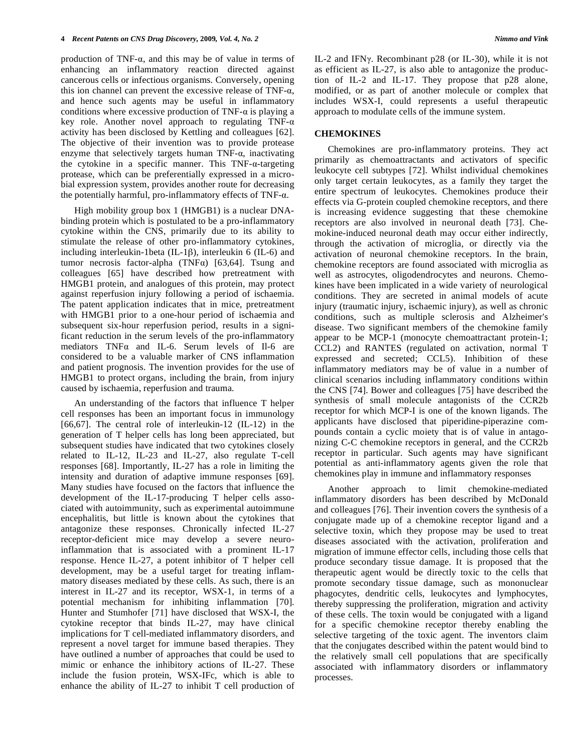production of TNF-α, and this may be of value in terms of enhancing an inflammatory reaction directed against cancerous cells or infectious organisms. Conversely, opening this ion channel can prevent the excessive release of TNF-α, and hence such agents may be useful in inflammatory conditions where excessive production of TNF-α is playing a key role. Another novel approach to regulating TNF-α activity has been disclosed by Kettling and colleagues [62]. The objective of their invention was to provide protease enzyme that selectively targets human TNF-α, inactivating the cytokine in a specific manner. This TNF-α-targeting protease, which can be preferentially expressed in a microbial expression system, provides another route for decreasing the potentially harmful, pro-inflammatory effects of TNF-α.

High mobility group box 1 (HMGB1) is a nuclear DNA-binding protein which is postulated to be a pro-inflammatory cytokine within the CNS, primarily due to its ability to stimulate the release of other pro-inflammatory cytokines, including interleukin-1beta (IL-1β), interleukin 6 (IL-6) and tumor necrosis factor-alpha (TNFα) [63,64]. Tsung and colleagues [65] have described how pretreatment with HMGB1 protein, and analogues of this protein, may protect against reperfusion injury following a period of ischaemia. The patent application indicates that in mice, pretreatment with HMGB1 prior to a one-hour period of ischaemia and subsequent six-hour reperfusion period, results in a significant reduction in the serum levels of the pro-inflammatory mediators TNFα and IL-6. Serum levels of Il-6 are considered to be a valuable marker of CNS inflammation and patient prognosis. The invention provides for the use of HMGB1 to protect organs, including the brain, from injury caused by ischaemia, reperfusion and trauma.

An understanding of the factors that influence T helper cell responses has been an important focus in immunology [66,67]. The central role of interleukin-12 (IL-12) in the generation of T helper cells has long been appreciated, but subsequent studies have indicated that two cytokines closely related to IL-12, IL-23 and IL-27, also regulate T-cell responses [68]. Importantly, IL-27 has a role in limiting the intensity and duration of adaptive immune responses [69]. Many studies have focused on the factors that influence the development of the IL-17-producing T helper cells associated with autoimmunity, such as experimental autoimmune encephalitis, but little is known about the cytokines that antagonize these responses. Chronically infected IL-27 receptor-deficient mice may develop a severe neuro-inflammation that is associated with a prominent IL-17 response. Hence IL-27, a potent inhibitor of T helper cell development, may be a useful target for treating inflammatory diseases mediated by these cells. As such, there is an interest in IL-27 and its receptor, WSX-1, in terms of a potential mechanism for inhibiting inflammation [70]. Hunter and Stumhofer [71] have disclosed that WSX-I, the cytokine receptor that binds IL-27, may have clinical implications for T cell-mediated inflammatory disorders, and represent a novel target for immune based therapies. They have outlined a number of approaches that could be used to mimic or enhance the inhibitory actions of IL-27. These include the fusion protein, WSX-IFc, which is able to enhance the ability of IL-27 to inhibit T cell production of IL-2 and IFNγ. Recombinant p28 (or IL-30), while it is not as efficient as IL-27, is also able to antagonize the production of IL-2 and IL-17. They propose that p28 alone, modified, or as part of another molecule or complex that includes WSX-I, could represents a useful therapeutic approach to modulate cells of the immune system.

## CHEMOKINES

Chemokines are pro-inflammatory proteins. They act primarily as chemoattractants and activators of specific leukocyte cell subtypes [72]. Whilst individual chemokines only target certain leukocytes, as a family they target the entire spectrum of leukocytes. Chemokines produce their effects via G-protein coupled chemokine receptors, and there is increasing evidence suggesting that these chemokine receptors are also involved in neuronal death [73]. Chemokine-induced neuronal death may occur either indirectly, through the activation of microglia, or directly via the activation of neuronal chemokine receptors. In the brain, chemokine receptors are found associated with microglia as well as astrocytes, oligodendrocytes and neurons. Chemokines have been implicated in a wide variety of neurological conditions. They are secreted in animal models of acute injury (traumatic injury, ischaemic injury), as well as chronic conditions, such as multiple sclerosis and Alzheimer's disease. Two significant members of the chemokine family appear to be MCP-1 (monocyte chemoattractant protein-1; CCL2) and RANTES (regulated on activation, normal T expressed and secreted; CCL5). Inhibition of these inflammatory mediators may be of value in a number of clinical scenarios including inflammatory conditions within the CNS [74]. Bower and colleagues [75] have described the synthesis of small molecule antagonists of the CCR2b receptor for which MCP-I is one of the known ligands. The applicants have disclosed that piperidine-piperazine compounds contain a cyclic moiety that is of value in antagonizing C-C chemokine receptors in general, and the CCR2b receptor in particular. Such agents may have significant potential as anti-inflammatory agents given the role that chemokines play in immune and inflammatory responses

Another approach to limit chemokine-mediated inflammatory disorders has been described by McDonald and colleagues [76]. Their invention covers the synthesis of a conjugate made up of a chemokine receptor ligand and a selective toxin, which they propose may be used to treat diseases associated with the activation, proliferation and migration of immune effector cells, including those cells that produce secondary tissue damage. It is proposed that the therapeutic agent would be directly toxic to the cells that promote secondary tissue damage, such as mononuclear phagocytes, dendritic cells, leukocytes and lymphocytes, thereby suppressing the proliferation, migration and activity of these cells. The toxin would be conjugated with a ligand for a specific chemokine receptor thereby enabling the selective targeting of the toxic agent. The inventors claim that the conjugates described within the patent would bind to the relatively small cell populations that are specifically associated with inflammatory disorders or inflammatory processes.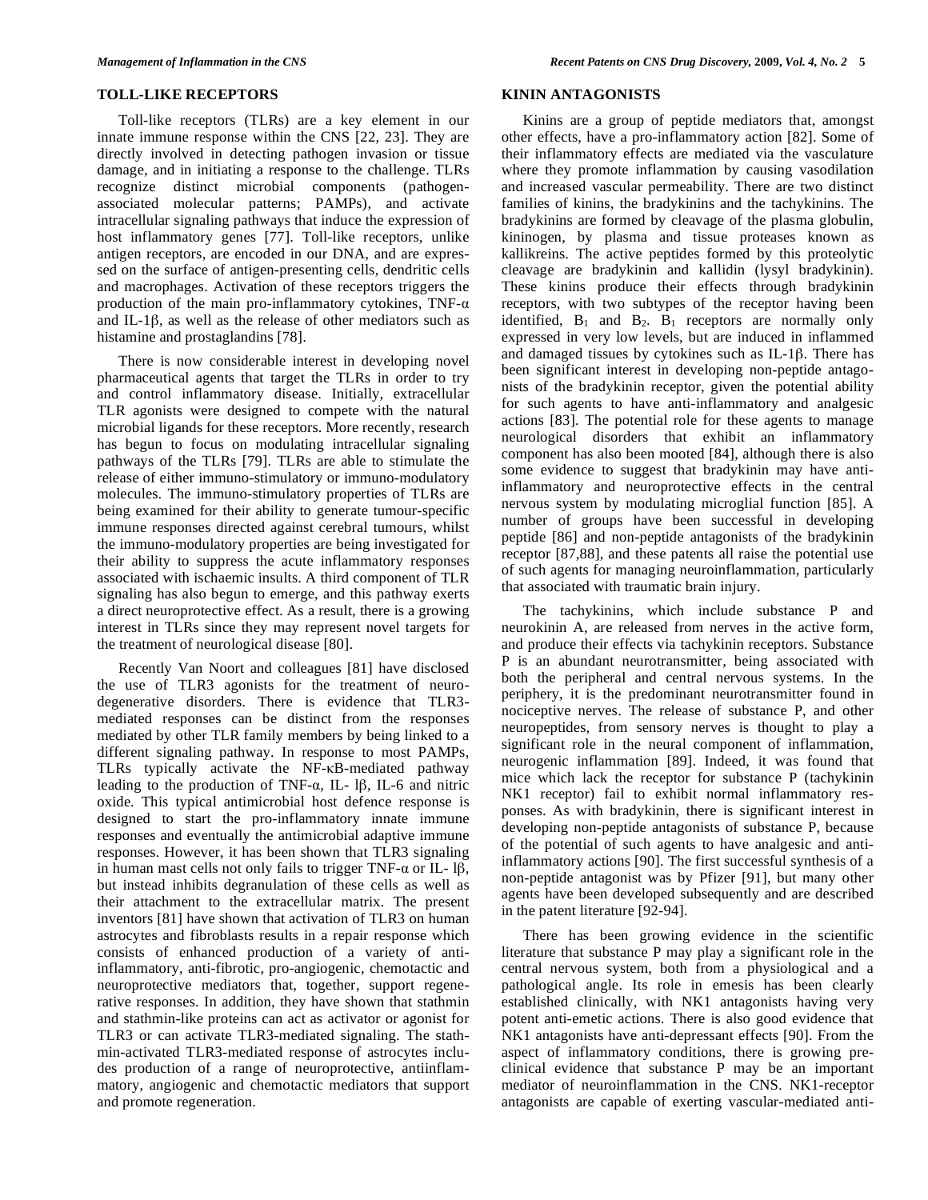## TOLL-LIKE RECEPTORS

Toll-like receptors (TLRs) are a key element in our innate immune response within the CNS [22, 23]. They are directly involved in detecting pathogen invasion or tissue damage, and in initiating a response to the challenge. TLRs recognize distinct microbial components (pathogen-associated molecular patterns; PAMPs), and activate intracellular signaling pathways that induce the expression of host inflammatory genes [77]. Toll-like receptors, unlike antigen receptors, are encoded in our DNA, and are expressed on the surface of antigen-presenting cells, dendritic cells and macrophages. Activation of these receptors triggers the production of the main pro-inflammatory cytokines, TNF-α and IL-1β, as well as the release of other mediators such as histamine and prostaglandins [78].

There is now considerable interest in developing novel pharmaceutical agents that target the TLRs in order to try and control inflammatory disease. Initially, extracellular TLR agonists were designed to compete with the natural microbial ligands for these receptors. More recently, research has begun to focus on modulating intracellular signaling pathways of the TLRs [79]. TLRs are able to stimulate the release of either immuno-stimulatory or immuno-modulatory molecules. The immuno-stimulatory properties of TLRs are being examined for their ability to generate tumour-specific immune responses directed against cerebral tumours, whilst the immuno-modulatory properties are being investigated for their ability to suppress the acute inflammatory responses associated with ischaemic insults. A third component of TLR signaling has also begun to emerge, and this pathway exerts a direct neuroprotective effect. As a result, there is a growing interest in TLRs since they may represent novel targets for the treatment of neurological disease [80].

Recently Van Noort and colleagues [81] have disclosed the use of TLR3 agonists for the treatment of neurodegenerative disorders. There is evidence that TLR3-mediated responses can be distinct from the responses mediated by other TLR family members by being linked to a different signaling pathway. In response to most PAMPs, TLRs typically activate the NF-κB-mediated pathway leading to the production of TNF-α, IL- lβ, IL-6 and nitric oxide. This typical antimicrobial host defence response is designed to start the pro-inflammatory innate immune responses and eventually the antimicrobial adaptive immune responses. However, it has been shown that TLR3 signaling in human mast cells not only fails to trigger TNF-α or IL- lβ, but instead inhibits degranulation of these cells as well as their attachment to the extracellular matrix. The present inventors [81] have shown that activation of TLR3 on human astrocytes and fibroblasts results in a repair response which consists of enhanced production of a variety of anti-inflammatory, anti-fibrotic, pro-angiogenic, chemotactic and neuroprotective mediators that, together, support regenerative responses. In addition, they have shown that stathmin and stathmin-like proteins can act as activator or agonist for TLR3 or can activate TLR3-mediated signaling. The stathmin-activated TLR3-mediated response of astrocytes includes production of a range of neuroprotective, antiinflammatory, angiogenic and chemotactic mediators that support and promote regeneration.

## KININ ANTAGONISTS

Kinins are a group of peptide mediators that, amongst other effects, have a pro-inflammatory action [82]. Some of their inflammatory effects are mediated via the vasculature where they promote inflammation by causing vasodilation and increased vascular permeability. There are two distinct families of kinins, the bradykinins and the tachykinins. The bradykinins are formed by cleavage of the plasma globulin, kininogen, by plasma and tissue proteases known as kallikreins. The active peptides formed by this proteolytic cleavage are bradykinin and kallidin (lysyl bradykinin). These kinins produce their effects through bradykinin receptors, with two subtypes of the receptor having been identified, $B_1$ and $B_2$. $B_1$ receptors are normally only expressed in very low levels, but are induced in inflammed and damaged tissues by cytokines such as IL-1β. There has been significant interest in developing non-peptide antagonists of the bradykinin receptor, given the potential ability for such agents to have anti-inflammatory and analgesic actions [83]. The potential role for these agents to manage neurological disorders that exhibit an inflammatory component has also been mooted [84], although there is also some evidence to suggest that bradykinin may have anti-inflammatory and neuroprotective effects in the central nervous system by modulating microglial function [85]. A number of groups have been successful in developing peptide [86] and non-peptide antagonists of the bradykinin receptor [87,88], and these patents all raise the potential use of such agents for managing neuroinflammation, particularly that associated with traumatic brain injury.

The tachykinins, which include substance P and neurokinin A, are released from nerves in the active form, and produce their effects via tachykinin receptors. Substance P is an abundant neurotransmitter, being associated with both the peripheral and central nervous systems. In the periphery, it is the predominant neurotransmitter found in nociceptive nerves. The release of substance P, and other neuropeptides, from sensory nerves is thought to play a significant role in the neural component of inflammation, neurogenic inflammation [89]. Indeed, it was found that mice which lack the receptor for substance P (tachykinin NK1 receptor) fail to exhibit normal inflammatory responses. As with bradykinin, there is significant interest in developing non-peptide antagonists of substance P, because of the potential of such agents to have analgesic and anti-inflammatory actions [90]. The first successful synthesis of a non-peptide antagonist was by Pfizer [91], but many other agents have been developed subsequently and are described in the patent literature [92-94].

There has been growing evidence in the scientific literature that substance P may play a significant role in the central nervous system, both from a physiological and a pathological angle. Its role in emesis has been clearly established clinically, with NK1 antagonists having very potent anti-emetic actions. There is also good evidence that NK1 antagonists have anti-depressant effects [90]. From the aspect of inflammatory conditions, there is growing pre-clinical evidence that substance P may be an important mediator of neuroinflammation in the CNS. NK1-receptor antagonists are capable of exerting vascular-mediated anti-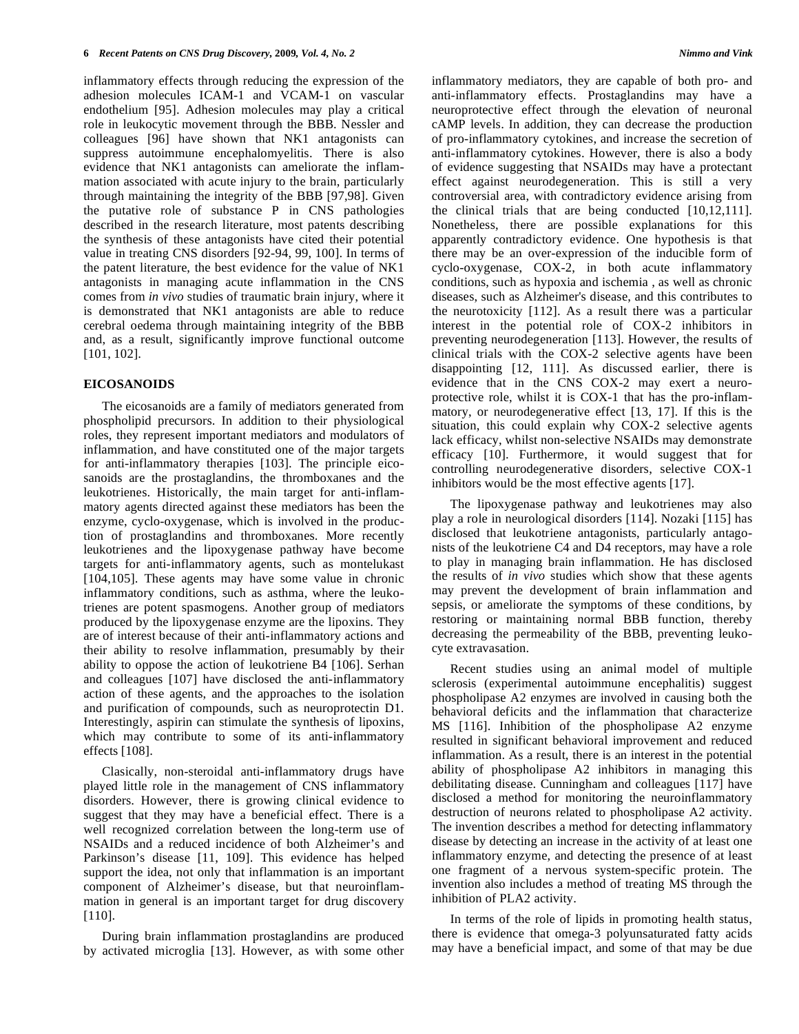inflammatory effects through reducing the expression of the adhesion molecules ICAM-1 and VCAM-1 on vascular endothelium [95]. Adhesion molecules may play a critical role in leukocytic movement through the BBB. Nessler and colleagues [96] have shown that NK1 antagonists can suppress autoimmune encephalomyelitis. There is also evidence that NK1 antagonists can ameliorate the inflammation associated with acute injury to the brain, particularly through maintaining the integrity of the BBB [97,98]. Given the putative role of substance P in CNS pathologies described in the research literature, most patents describing the synthesis of these antagonists have cited their potential value in treating CNS disorders [92-94, 99, 100]. In terms of the patent literature, the best evidence for the value of NK1 antagonists in managing acute inflammation in the CNS comes from *in vivo* studies of traumatic brain injury, where it is demonstrated that NK1 antagonists are able to reduce cerebral oedema through maintaining integrity of the BBB and, as a result, significantly improve functional outcome [101, 102].

## EICOSANOIDS

The eicosanoids are a family of mediators generated from phospholipid precursors. In addition to their physiological roles, they represent important mediators and modulators of inflammation, and have constituted one of the major targets for anti-inflammatory therapies [103]. The principle eicosanoids are the prostaglandins, the thromboxanes and the leukotrienes. Historically, the main target for anti-inflammatory agents directed against these mediators has been the enzyme, cyclo-oxygenase, which is involved in the production of prostaglandins and thromboxanes. More recently leukotrienes and the lipoxygenase pathway have become targets for anti-inflammatory agents, such as montelukast [104,105]. These agents may have some value in chronic inflammatory conditions, such as asthma, where the leukotrienes are potent spasmogens. Another group of mediators produced by the lipoxygenase enzyme are the lipoxins. They are of interest because of their anti-inflammatory actions and their ability to resolve inflammation, presumably by their ability to oppose the action of leukotriene B4 [106]. Serhan and colleagues [107] have disclosed the anti-inflammatory action of these agents, and the approaches to the isolation and purification of compounds, such as neuroprotectin D1. Interestingly, aspirin can stimulate the synthesis of lipoxins, which may contribute to some of its anti-inflammatory effects [108].

Clasically, non-steroidal anti-inflammatory drugs have played little role in the management of CNS inflammatory disorders. However, there is growing clinical evidence to suggest that they may have a beneficial effect. There is a well recognized correlation between the long-term use of NSAIDs and a reduced incidence of both Alzheimer's and Parkinson's disease [11, 109]. This evidence has helped support the idea, not only that inflammation is an important component of Alzheimer's disease, but that neuroinflammation in general is an important target for drug discovery [110].

During brain inflammation prostaglandins are produced by activated microglia [13]. However, as with some other inflammatory mediators, they are capable of both pro- and anti-inflammatory effects. Prostaglandins may have a neuroprotective effect through the elevation of neuronal cAMP levels. In addition, they can decrease the production of pro-inflammatory cytokines, and increase the secretion of anti-inflammatory cytokines. However, there is also a body of evidence suggesting that NSAIDs may have a protectant effect against neurodegeneration. This is still a very controversial area, with contradictory evidence arising from the clinical trials that are being conducted [10,12,111]. Nonetheless, there are possible explanations for this apparently contradictory evidence. One hypothesis is that there may be an over-expression of the inducible form of cyclo-oxygenase, COX-2, in both acute inflammatory conditions, such as hypoxia and ischemia , as well as chronic diseases, such as Alzheimer's disease, and this contributes to the neurotoxicity [112]. As a result there was a particular interest in the potential role of COX-2 inhibitors in preventing neurodegeneration [113]. However, the results of clinical trials with the COX-2 selective agents have been disappointing [12, 111]. As discussed earlier, there is evidence that in the CNS COX-2 may exert a neuroprotective role, whilst it is COX-1 that has the pro-inflammatory, or neurodegenerative effect [13, 17]. If this is the situation, this could explain why COX-2 selective agents lack efficacy, whilst non-selective NSAIDs may demonstrate efficacy [10]. Furthermore, it would suggest that for controlling neurodegenerative disorders, selective COX-1 inhibitors would be the most effective agents [17].

The lipoxygenase pathway and leukotrienes may also play a role in neurological disorders [114]. Nozaki [115] has disclosed that leukotriene antagonists, particularly antagonists of the leukotriene C4 and D4 receptors, may have a role to play in managing brain inflammation. He has disclosed the results of *in vivo* studies which show that these agents may prevent the development of brain inflammation and sepsis, or ameliorate the symptoms of these conditions, by restoring or maintaining normal BBB function, thereby decreasing the permeability of the BBB, preventing leukocyte extravasation.

Recent studies using an animal model of multiple sclerosis (experimental autoimmune encephalitis) suggest phospholipase A2 enzymes are involved in causing both the behavioral deficits and the inflammation that characterize MS [116]. Inhibition of the phospholipase A2 enzyme resulted in significant behavioral improvement and reduced inflammation. As a result, there is an interest in the potential ability of phospholipase A2 inhibitors in managing this debilitating disease. Cunningham and colleagues [117] have disclosed a method for monitoring the neuroinflammatory destruction of neurons related to phospholipase A2 activity. The invention describes a method for detecting inflammatory disease by detecting an increase in the activity of at least one inflammatory enzyme, and detecting the presence of at least one fragment of a nervous system-specific protein. The invention also includes a method of treating MS through the inhibition of PLA2 activity.

In terms of the role of lipids in promoting health status, there is evidence that omega-3 polyunsaturated fatty acids may have a beneficial impact, and some of that may be due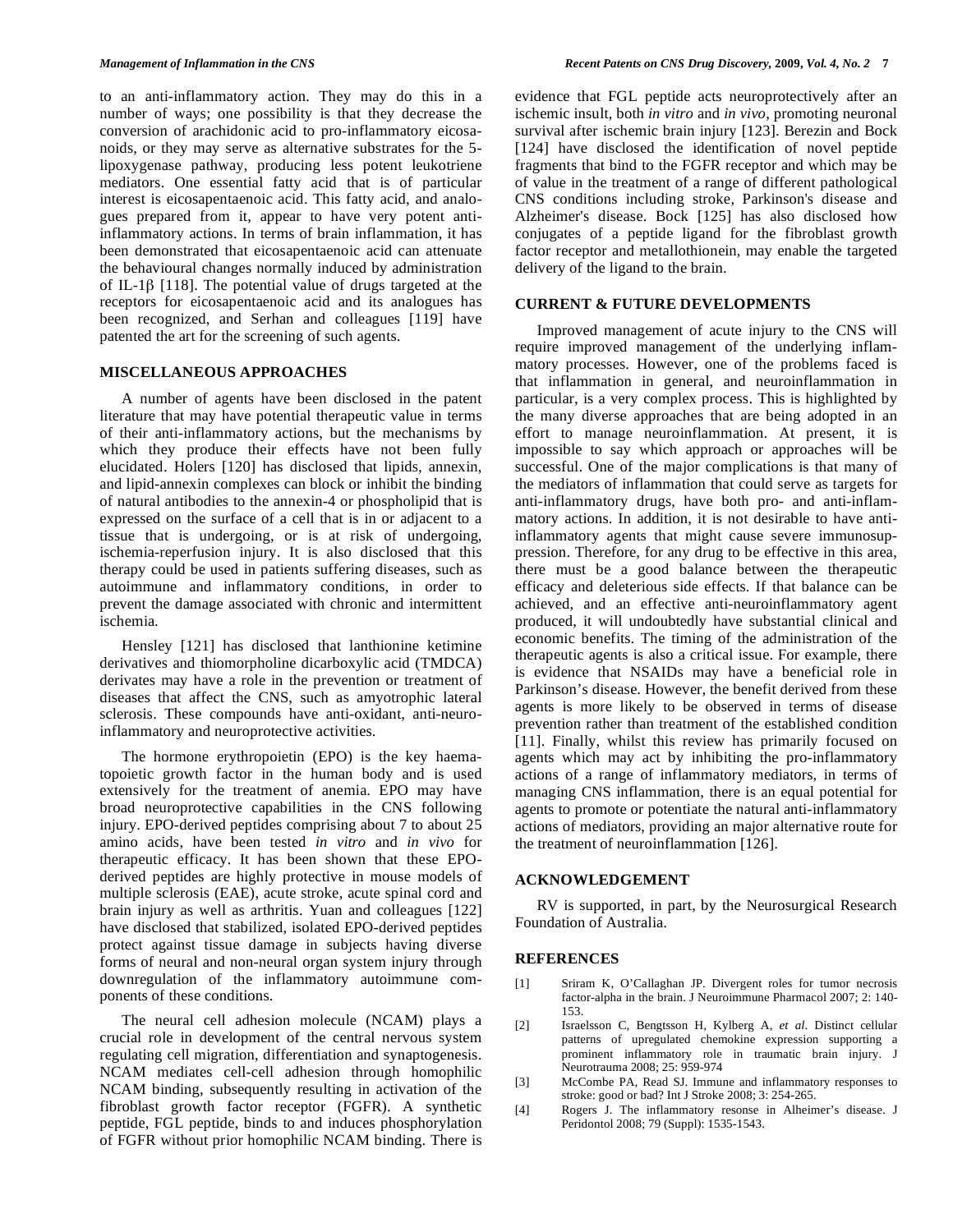to an anti-inflammatory action. They may do this in a number of ways; one possibility is that they decrease the conversion of arachidonic acid to pro-inflammatory eicosanoids, or they may serve as alternative substrates for the 5-lipoxygenase pathway, producing less potent leukotriene mediators. One essential fatty acid that is of particular interest is eicosapentaenoic acid. This fatty acid, and analogues prepared from it, appear to have very potent anti-inflammatory actions. In terms of brain inflammation, it has been demonstrated that eicosapentaenoic acid can attenuate the behavioural changes normally induced by administration of IL-1β [118]. The potential value of drugs targeted at the receptors for eicosapentaenoic acid and its analogues has been recognized, and Serhan and colleagues [119] have patented the art for the screening of such agents.

## MISCELLANEOUS APPROACHES

A number of agents have been disclosed in the patent literature that may have potential therapeutic value in terms of their anti-inflammatory actions, but the mechanisms by which they produce their effects have not been fully elucidated. Holers [120] has disclosed that lipids, annexin, and lipid-annexin complexes can block or inhibit the binding of natural antibodies to the annexin-4 or phospholipid that is expressed on the surface of a cell that is in or adjacent to a tissue that is undergoing, or is at risk of undergoing, ischemia-reperfusion injury. It is also disclosed that this therapy could be used in patients suffering diseases, such as autoimmune and inflammatory conditions, in order to prevent the damage associated with chronic and intermittent ischemia.

Hensley [121] has disclosed that lanthionine ketimine derivatives and thiomorpholine dicarboxylic acid (TMDCA) derivates may have a role in the prevention or treatment of diseases that affect the CNS, such as amyotrophic lateral sclerosis. These compounds have anti-oxidant, anti-neuroinflammatory and neuroprotective activities.

The hormone erythropoietin (EPO) is the key haematopoietic growth factor in the human body and is used extensively for the treatment of anemia. EPO may have broad neuroprotective capabilities in the CNS following injury. EPO-derived peptides comprising about 7 to about 25 amino acids, have been tested *in vitro* and *in vivo* for therapeutic efficacy. It has been shown that these EPO-derived peptides are highly protective in mouse models of multiple sclerosis (EAE), acute stroke, acute spinal cord and brain injury as well as arthritis. Yuan and colleagues [122] have disclosed that stabilized, isolated EPO-derived peptides protect against tissue damage in subjects having diverse forms of neural and non-neural organ system injury through downregulation of the inflammatory autoimmune components of these conditions.

The neural cell adhesion molecule (NCAM) plays a crucial role in development of the central nervous system regulating cell migration, differentiation and synaptogenesis. NCAM mediates cell-cell adhesion through homophilic NCAM binding, subsequently resulting in activation of the fibroblast growth factor receptor (FGFR). A synthetic peptide, FGL peptide, binds to and induces phosphorylation of FGFR without prior homophilic NCAM binding. There is evidence that FGL peptide acts neuroprotectively after an ischemic insult, both *in vitro* and *in vivo*, promoting neuronal survival after ischemic brain injury [123]. Berezin and Bock [124] have disclosed the identification of novel peptide fragments that bind to the FGFR receptor and which may be of value in the treatment of a range of different pathological CNS conditions including stroke, Parkinson's disease and Alzheimer's disease. Bock [125] has also disclosed how conjugates of a peptide ligand for the fibroblast growth factor receptor and metallothionein, may enable the targeted delivery of the ligand to the brain.

## CURRENT & FUTURE DEVELOPMENTS

Improved management of acute injury to the CNS will require improved management of the underlying inflammatory processes. However, one of the problems faced is that inflammation in general, and neuroinflammation in particular, is a very complex process. This is highlighted by the many diverse approaches that are being adopted in an effort to manage neuroinflammation. At present, it is impossible to say which approach or approaches will be successful. One of the major complications is that many of the mediators of inflammation that could serve as targets for anti-inflammatory drugs, have both pro- and anti-inflammatory actions. In addition, it is not desirable to have anti-inflammatory agents that might cause severe immunosuppression. Therefore, for any drug to be effective in this area, there must be a good balance between the therapeutic efficacy and deleterious side effects. If that balance can be achieved, and an effective anti-neuroinflammatory agent produced, it will undoubtedly have substantial clinical and economic benefits. The timing of the administration of the therapeutic agents is also a critical issue. For example, there is evidence that NSAIDs may have a beneficial role in Parkinson's disease. However, the benefit derived from these agents is more likely to be observed in terms of disease prevention rather than treatment of the established condition [11]. Finally, whilst this review has primarily focused on agents which may act by inhibiting the pro-inflammatory actions of a range of inflammatory mediators, in terms of managing CNS inflammation, there is an equal potential for agents to promote or potentiate the natural anti-inflammatory actions of mediators, providing an major alternative route for the treatment of neuroinflammation [126].

## ACKNOWLEDGEMENT

RV is supported, in part, by the Neurosurgical Research Foundation of Australia.

## REFERENCES

[1] Sriram K, O'Callaghan JP. Divergent roles for tumor necrosis factor-alpha in the brain. J Neuroimmune Pharmacol 2007; 2: 140-153.

[2] Israelsson C, Bengtsson H, Kylberg A, *et al*. Distinct cellular patterns of upregulated chemokine expression supporting a prominent inflammatory role in traumatic brain injury. J Neurotrauma 2008; 25: 959-974

[3] McCombe PA, Read SJ. Immune and inflammatory responses to stroke: good or bad? Int J Stroke 2008; 3: 254-265.

[4] Rogers J. The inflammatory resonse in Alheimer's disease. J Peridontol 2008; 79 (Suppl): 1535-1543.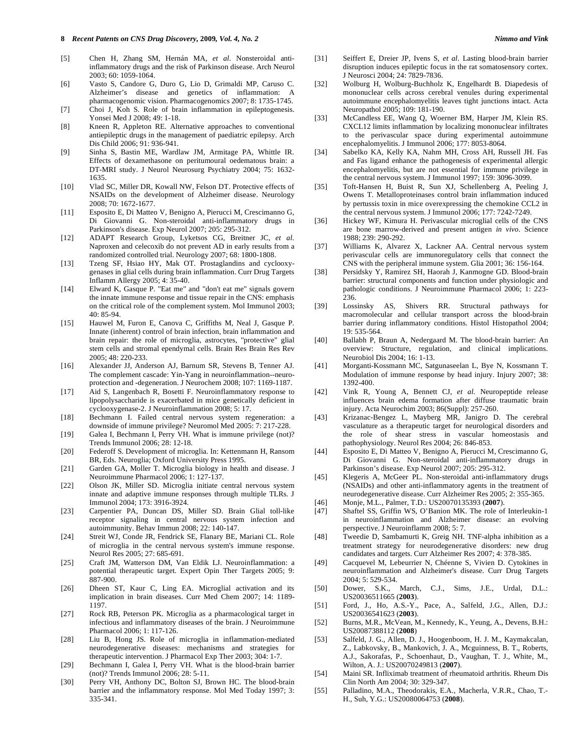[5] Chen H, Zhang SM, Hernán MA, *et al*. Nonsteroidal anti-inflammatory drugs and the risk of Parkinson disease. Arch Neurol 2003; 60: 1059-1064.

[6] Vasto S, Candore G, Duro G, Lio D, Grimaldi MP, Caruso C. Alzheimer's disease and genetics of inflammation: A pharmacogenomic vision. Pharmacogenomics 2007; 8: 1735-1745.

[7] Choi J, Koh S. Role of brain inflammation in epileptogenesis. Yonsei Med J 2008; 49: 1-18.

[8] Kneen R, Appleton RE. Alternative approaches to conventional antiepileptic drugs in the management of paediatric epilepsy. Arch Dis Child 2006; 91: 936-941.

[9] Sinha S, Bastin ME, Wardlaw JM, Armitage PA, Whittle IR. Effects of dexamethasone on peritumoural oedematous brain: a DT-MRI study. J Neurol Neurosurg Psychiatry 2004; 75: 1632-1635.

[10] Vlad SC, Miller DR, Kowall NW, Felson DT. Protective effects of NSAIDs on the development of Alzheimer disease. Neurology 2008; 70: 1672-1677.

[11] Esposito E, Di Matteo V, Benigno A, Pierucci M, Crescimanno G, Di Giovanni G. Non-steroidal anti-inflammatory drugs in Parkinson's disease. Exp Neurol 2007; 205: 295-312.

[12] ADAPT Research Group, Lyketsos CG, Breitner JC, *et al*. Naproxen and celecoxib do not prevent AD in early results from a randomized controlled trial. Neurology 2007; 68: 1800-1808.

[13] Tzeng SF, Hsiao HY, Mak OT. Prostaglandins and cyclooxygenases in glial cells during brain inflammation. Curr Drug Targets Inflamm Allergy 2005; 4: 35-40.

[14] Elward K, Gasque P. "Eat me" and "don't eat me" signals govern the innate immune response and tissue repair in the CNS: emphasis on the critical role of the complement system. Mol Immunol 2003; 40: 85-94.

[15] Hauwel M, Furon E, Canova C, Griffiths M, Neal J, Gasque P. Innate (inherent) control of brain infection, brain inflammation and brain repair: the role of microglia, astrocytes, "protective" glial stem cells and stromal ependymal cells. Brain Res Brain Res Rev 2005; 48: 220-233.

[16] Alexander JJ, Anderson AJ, Barnum SR, Stevens B, Tenner AJ. The complement cascade: Yin-Yang in neuroinflammation--neuro-protection and -degeneration. J Neurochem 2008; 107: 1169-1187.

[17] Aid S, Langenbach R, Bosetti F. Neuroinflammatory response to lipopolysaccharide is exacerbated in mice genetically deficient in cyclooxygenase-2. J Neuroinflammation 2008; 5: 17.

[18] Bechmann I. Failed central nervous system regeneration: a downside of immune privilege? Neuromol Med 2005: 7: 217-228.

[19] Galea I, Bechmann I, Perry VH. What is immune privilege (not)? Trends Immunol 2006; 28: 12-18.

[20] Federoff S. Development of microglia. In: Kettenmann H, Ransom BR, Eds. Neuroglia; Oxford University Press 1995.

[21] Garden GA, Moller T. Microglia biology in health and disease. J Neuroimmune Pharmacol 2006; 1: 127-137.

[22] Olson JK, Miller SD. Microglia initiate central nervous system innate and adaptive immune responses through multiple TLRs. J Immunol 2004; 173: 3916-3924.

[23] Carpentier PA, Duncan DS, Miller SD. Brain Glial toll-like receptor signaling in central nervous system infection and autoimmunity. Behav Immun 2008; 22: 140-147.

[24] Streit WJ, Conde JR, Fendrick SE, Flanary BE, Mariani CL. Role of microglia in the central nervous system's immune response. Neurol Res 2005; 27: 685-691.

[25] Craft JM, Watterson DM, Van Eldik LJ. Neuroinflammation: a potential therapeutic target. Expert Opin Ther Targets 2005; 9: 887-900.

[26] Dheen ST, Kaur C, Ling EA. Microglial activation and its implication in brain diseases. Curr Med Chem 2007; 14: 1189-1197.

[27] Rock RB, Peterson PK. Microglia as a pharmacological target in infectious and inflammatory diseases of the brain. J Neuroimmune Pharmacol 2006; 1: 117-126.

[28] Liu B, Hong JS. Role of microglia in inflammation-mediated neurodegenerative diseases: mechanisms and strategies for therapeutic intervention. J Pharmacol Exp Ther 2003; 304: 1-7.

[29] Bechmann I, Galea I, Perry VH. What is the blood-brain barrier (not)? Trends Immunol 2006; 28: 5-11.

[30] Perry VH, Anthony DC, Bolton SJ, Brown HC. The blood-brain barrier and the inflammatory response. Mol Med Today 1997; 3: 335-341.

[31] Seiffert E, Dreier JP, Ivens S, *et al*. Lasting blood-brain barrier disruption induces epileptic focus in the rat somatosensory cortex. J Neurosci 2004; 24: 7829-7836.

[32] Wolburg H, Wolburg-Buchholz K, Engelhardt B. Diapedesis of mononuclear cells across cerebral venules during experimental autoimmune encephalomyelitis leaves tight junctions intact. Acta Neuropathol 2005; 109: 181-190.

[33] McCandless EE, Wang Q, Woerner BM, Harper JM, Klein RS. CXCL12 limits inflammation by localizing mononuclear infiltrates to the perivascular space during experimental autoimmune encephalomyelitis. J Immunol 2006; 177: 8053-8064.

[34] Sabelko KA, Kelly KA, Nahm MH, Cross AH, Russell JH. Fas and Fas ligand enhance the pathogenesis of experimental allergic encephalomyelitis, but are not essential for immune privilege in the central nervous system. J Immunol 1997; 159: 3096-3099.

[35] Toft-Hansen H, Buist R, Sun XJ, Schellenberg A, Peeling J, Owens T. Metalloproteinases control brain inflammation induced by pertussis toxin in mice overexpressing the chemokine CCL2 in the central nervous system. J Immunol 2006; 177: 7242-7249.

[36] Hickey WF, Kimura H. Perivascular microglial cells of the CNS are bone marrow-derived and present antigen *in vivo*. Science 1988; 239: 290-292.

[37] Williams K, Alvarez X, Lackner AA. Central nervous system perivascular cells are immunoregulatory cells that connect the CNS with the peripheral immune system. Glia 2001; 36: 156-164.

[38] Persidsky Y, Ramirez SH, Haorah J, Kanmogne GD. Blood-brain barrier: structural components and function under physiologic and pathologic conditions. J Neuroimmune Pharmacol 2006; 1: 223-236.

[39] Lossinsky AS, Shivers RR. Structural pathways for macromolecular and cellular transport across the blood-brain barrier during inflammatory conditions. Histol Histopathol 2004; 19: 535-564.

[40] Ballabh P, Braun A, Nedergaard M. The blood-brain barrier: An overview: Structure, regulation, and clinical implications. Neurobiol Dis 2004; 16: 1-13.

[41] Morganti-Kossmann MC, Satgunaseelan L, Bye N, Kossmann T. Modulation of immune response by head injury. Injury 2007; 38: 1392-400.

[42] Vink R, Young A, Bennett CJ, *et al*. Neuropeptide release influences brain edema formation after diffuse traumatic brain injury. Acta Neurochim 2003; 86(Suppl): 257-260.

[43] Krizanac-Bengez L, Mayberg MR, Janigro D. The cerebral vasculature as a therapeutic target for neurological disorders and the role of shear stress in vascular homeostasis and pathophysiology. Neurol Res 2004; 26: 846-853.

[44] Esposito E, Di Matteo V, Benigno A, Pierucci M, Crescimanno G, Di Giovanni G. Non-steroidal anti-inflammatory drugs in Parkinson's disease. Exp Neurol 2007; 205: 295-312.

[45] Klegeris A, McGeer PL. Non-steroidal anti-inflammatory drugs (NSAIDs) and other anti-inflammatory agents in the treatment of neurodegenerative disease. Curr Alzheimer Res 2005; 2: 355-365.

[46] Monje, M.L., Palmer, T.D.: US20070135393 (**2007**).

[47] Shaftel SS, Griffin WS, O'Banion MK. The role of Interleukin-1 in neuroinflammation and Alzheimer disease: an evolving perspective. J Neuroinflamm 2008; 5: 7.

[48] Tweedie D, Sambamurti K, Greig NH. TNF-alpha inhibition as a treatment strategy for neurodegenerative disorders: new drug candidates and targets. Curr Alzheimer Res 2007; 4: 378-385.

[49] Cacquevel M, Lebeurrier N, Chéenne S, Vivien D. Cytokines in neuroinflammation and Alzheimer's disease. Curr Drug Targets 2004; 5: 529-534.

[50] Dower, S.K., March, C.J., Sims, J.E., Urdal, D.L.: US20036511665 (**2003**).

[51] Ford, J., Ho, A.S.-Y., Pace, A., Salfeld, J.G., Allen, D.J.: US20036541623 (**2003**).

[52] Burns, M.R., McVean, M., Kennedy, K., Yeung, A., Devens, B.H.: US20087388112 (**2008**)

[53] Salfeld, J. G., Allen, D. J., Hoogenboom, H. J. M., Kaymakcalan, Z., Labkovsky, B., Mankovich, J. A., Mcguinness, B. T., Roberts, A.J., Sakorafas, P., Schoenhaut, D., Vaughan, T. J., White, M., Wilton, A. J.: US20070249813 (**2007**).

[54] Maini SR. Infliximab treatment of rheumatoid arthritis. Rheum Dis Clin North Am 2004; 30: 329-347.

[55] Palladino, M.A., Theodorakis, E.A., Macherla, V.R.R., Chao, T.-H., Suh, Y.G.: US20080064753 (**2008**).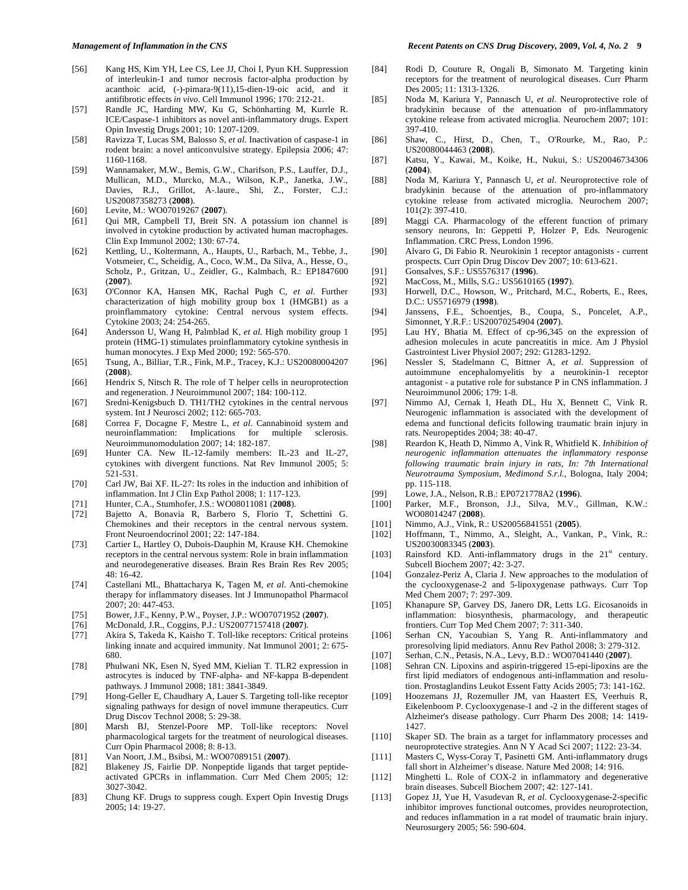[56] Kang HS, Kim YH, Lee CS, Lee JJ, Choi I, Pyun KH. Suppression of interleukin-1 and tumor necrosis factor-alpha production by acanthoic acid, (-)-pimara-9(11),15-dien-19-oic acid, and it antifibrotic effects *in vivo*. Cell Immunol 1996; 170: 212-21.

[57] Randle JC, Harding MW, Ku G, Schönharting M, Kurrle R. ICE/Caspase-1 inhibitors as novel anti-inflammatory drugs. Expert Opin Investig Drugs 2001; 10: 1207-1209.

[58] Ravizza T, Lucas SM, Balosso S, *et al*. Inactivation of caspase-1 in rodent brain: a novel anticonvulsive strategy. Epilepsia 2006; 47: 1160-1168.

[59] Wannamaker, M.W., Bemis, G.W., Charifson, P.S., Lauffer, D.J., Mullican, M.D., Murcko, M.A., Wilson, K.P., Janetka, J.W., Davies, R.J., Grillot, A-.laure., Shi, Z., Forster, C.J.: US20087358273 (**2008**).

[60] Levite, M.: WO07019267 (**2007**).

[61] Qui MR, Campbell TJ, Breit SN. A potassium ion channel is involved in cytokine production by activated human macrophages. Clin Exp Immunol 2002; 130: 67-74.

[62] Kettling, U., Koltermann, A., Haupts, U., Rarbach, M., Tebbe, J., Votsmeier, C., Scheidig, A., Coco, W.M., Da Silva, A., Hesse, O., Scholz, P., Gritzan, U., Zeidler, G., Kalmbach, R.: EP1847600 (**2007**).

[63] O'Connor KA, Hansen MK, Rachal Pugh C, *et al*. Further characterization of high mobility group box 1 (HMGB1) as a proinflammatory cytokine: Central nervous system effects. Cytokine 2003; 24: 254-265.

[64] Andersson U, Wang H, Palmblad K, *et al.* High mobility group 1 protein (HMG-1) stimulates proinflammatory cytokine synthesis in human monocytes. J Exp Med 2000; 192: 565-570.

[65] Tsung, A., Billiar, T.R., Fink, M.P., Tracey, K.J.: US20080004207 (**2008**).

[66] Hendrix S, Nitsch R. The role of T helper cells in neuroprotection and regeneration. J Neuroimmunol 2007; 184: 100-112.

[67] Sredni-Kenigsbuch D. TH1/TH2 cytokines in the central nervous system. Int J Neurosci 2002; 112: 665-703.

[68] Correa F, Docagne F, Mestre L, *et al*. Cannabinoid system and neuroinflammation: Implications for multiple sclerosis. Neuroimmunomodulation 2007; 14: 182-187.

[69] Hunter CA. New IL-12-family members: IL-23 and IL-27, cytokines with divergent functions. Nat Rev Immunol 2005; 5: 521-531.

[70] Carl JW, Bai XF. IL-27: Its roles in the induction and inhibition of inflammation. Int J Clin Exp Pathol 2008; 1: 117-123.

[71] Hunter, C.A., Stumhofer, J.S.: WO08011081 (**2008**).

[72] Bajetto A, Bonavia R, Barbero S, Florio T, Schettini G. Chemokines and their receptors in the central nervous system. Front Neuroendocrinol 2001; 22: 147-184.

[73] Cartier L, Hartley O, Dubois-Dauphin M, Krause KH. Chemokine receptors in the central nervous system: Role in brain inflammation and neurodegenerative diseases. Brain Res Brain Res Rev 2005; 48: 16-42.

[74] Castellani ML, Bhattacharya K, Tagen M, *et al.* Anti-chemokine therapy for inflammatory diseases. Int J Immunopathol Pharmacol 2007; 20: 447-453.

[75] Bower, J.F., Kenny, P.W., Poyser, J.P.: WO07071952 (**2007**).

[76] McDonald, J.R., Coggins, P.J.: US20077157418 (**2007**).

[77] Akira S, Takeda K, Kaisho T. Toll-like receptors: Critical proteins linking innate and acquired immunity. Nat Immunol 2001; 2: 675-680.

[78] Phulwani NK, Esen N, Syed MM, Kielian T. TLR2 expression in astrocytes is induced by TNF-alpha- and NF-kappa B-dependent pathways. J Immunol 2008; 181: 3841-3849.

[79] Hong-Geller E, Chaudhary A, Lauer S. Targeting toll-like receptor signaling pathways for design of novel immune therapeutics. Curr Drug Discov Technol 2008; 5: 29-38.

[80] Marsh BJ, Stenzel-Poore MP. Toll-like receptors: Novel pharmacological targets for the treatment of neurological diseases. Curr Opin Pharmacol 2008; 8: 8-13.

[81] Van Noort, J.M., Bsibsi, M.: WO07089151 (**2007**).

[82] Blakeney JS, Fairlie DP. Nonpeptide ligands that target peptide-activated GPCRs in inflammation. Curr Med Chem 2005; 12: 3027-3042.

[83] Chung KF. Drugs to suppress cough. Expert Opin Investig Drugs 2005; 14: 19-27.

[84] Rodi D, Couture R, Ongali B, Simonato M. Targeting kinin receptors for the treatment of neurological diseases. Curr Pharm Des 2005; 11: 1313-1326.

[85] Noda M, Kariura Y, Pannasch U, *et al*. Neuroprotective role of bradykinin because of the attenuation of pro-inflammatory cytokine release from activated microglia. Neurochem 2007; 101: 397-410.

[86] Shaw, C., Hirst, D., Chen, T., O'Rourke, M., Rao, P.: US20080044463 (**2008**).

[87] Katsu, Y., Kawai, M., Koike, H., Nukui, S.: US20046734306 (**2004**).

[88] Noda M, Kariura Y, Pannasch U, *et al*. Neuroprotective role of bradykinin because of the attenuation of pro-inflammatory cytokine release from activated microglia. Neurochem 2007; 101(2): 397-410.

[89] Maggi CA. Pharmacology of the efferent function of primary sensory neurons, In: Geppetti P, Holzer P, Eds. Neurogenic Inflammation. CRC Press, London 1996.

[90] Alvaro G, Di Fabio R. Neurokinin 1 receptor antagonists - current prospects. Curr Opin Drug Discov Dev 2007; 10: 613-621.

[91] Gonsalves, S.F.: US5576317 (**1996**).

[92] MacCoss, M., Mills, S.G.: US5610165 (**1997**).

[93] Horwell, D.C., Howson, W., Pritchard, M.C., Roberts, E., Rees, D.C.: US5716979 (**1998**).

[94] Janssens, F.E., Schoentjes, B., Coupa, S., Poncelet, A.P., Simonnet, Y.R.F.: US20070254904 (**2007**).

[95] Lau HY, Bhatia M. Effect of cp-96,345 on the expression of adhesion molecules in acute pancreatitis in mice. Am J Physiol Gastrointest Liver Physiol 2007; 292: G1283-1292.

[96] Nessler S, Stadelmann C, Bittner A, *et al.* Suppression of autoimmune encephalomyelitis by a neurokinin-1 receptor antagonist - a putative role for substance P in CNS inflammation. J Neuroimmunol 2006; 179: 1-8.

[97] Nimmo AJ, Cernak I, Heath DL, Hu X, Bennett C, Vink R. Neurogenic inflammation is associated with the development of edema and functional deficits following traumatic brain injury in rats. Neuropeptides 2004; 38: 40-47.

[98] Reardon K, Heath D, Nimmo A, Vink R, Whitfield K. *Inhibition of neurogenic inflammation attenuates the inflammatory response following traumatic brain injury in rats, In: 7th International Neurotrauma Symposium, Medimond S.r.l.*, Bologna, Italy 2004; pp. 115-118.

[99] Lowe, J.A., Nelson, R.B.: EP0721778A2 (**1996**).

[100] Parker, M.F., Bronson, J.J., Silva, M.V., Gillman, K.W.: WO08014247 (**2008**).

[101] Nimmo, A.J., Vink, R.: US20056841551 (**2005**).

[102] Hoffmann, T., Nimmo, A., Sleight, A., Vankan, P., Vink, R.: US20030083345 (**2003**).

[103] Rainsford KD. Anti-inflammatory drugs in the 21st century. Subcell Biochem 2007; 42: 3-27.

[104] Gonzalez-Periz A, Claria J. New approaches to the modulation of the cyclooxygenase-2 and 5-lipoxygenase pathways. Curr Top Med Chem 2007; 7: 297-309.

[105] Khanapure SP, Garvey DS, Janero DR, Letts LG. Eicosanoids in inflammation: biosynthesis, pharmacology, and therapeutic frontiers. Curr Top Med Chem 2007; 7: 311-340.

[106] Serhan CN, Yacoubian S, Yang R. Anti-inflammatory and proresolving lipid mediators. Annu Rev Pathol 2008; 3: 279-312.

[107] Serhan, C.N., Petasis, N.A., Levy, B.D.: WO07041440 (**2007**).

[108] Sehran CN. Lipoxins and aspirin-triggered 15-epi-lipoxins are the first lipid mediators of endogenous anti-inflammation and resolution. Prostaglandins Leukot Essent Fatty Acids 2005; 73: 141-162.

[109] Hoozemans JJ, Rozemuller JM, van Haastert ES, Veerhuis R, Eikelenboom P. Cyclooxygenase-1 and -2 in the different stages of Alzheimer's disease pathology. Curr Pharm Des 2008; 14: 1419-1427.

[110] Skaper SD. The brain as a target for inflammatory processes and neuroprotective strategies. Ann N Y Acad Sci 2007; 1122: 23-34.

[111] Masters C, Wyss-Coray T, Pasinetti GM. Anti-inflammatory drugs fall short in Alzheimer's disease. Nature Med 2008; 14: 916.

[112] Minghetti L. Role of COX-2 in inflammatory and degenerative brain diseases. Subcell Biochem 2007; 42: 127-141.

[113] Gopez JJ, Yue H, Vasudevan R, *et al*. Cyclooxygenase-2-specific inhibitor improves functional outcomes, provides neuroprotection, and reduces inflammation in a rat model of traumatic brain injury. Neurosurgery 2005; 56: 590-604.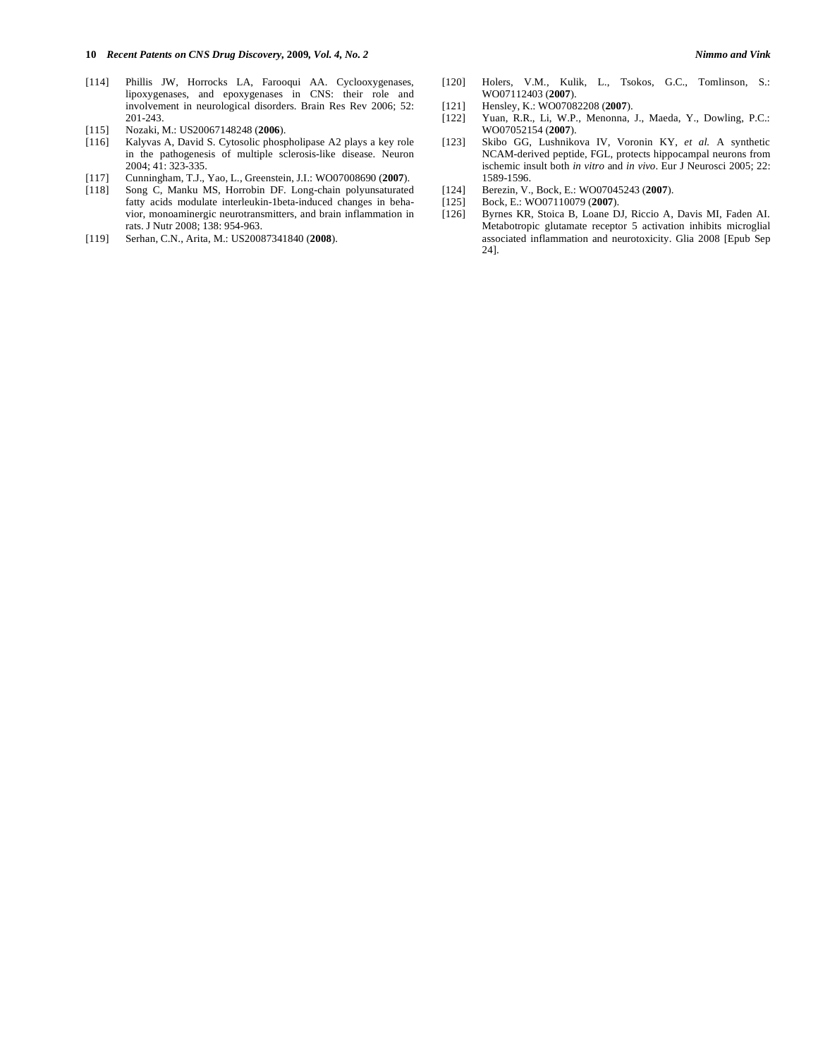[114] Phillis JW, Horrocks LA, Farooqui AA. Cyclooxygenases, lipoxygenases, and epoxygenases in CNS: their role and involvement in neurological disorders. Brain Res Rev 2006; 52: 201-243.

[115] Nozaki, M.: US20067148248 (**2006**).

[116] Kalyvas A, David S. Cytosolic phospholipase A2 plays a key role in the pathogenesis of multiple sclerosis-like disease. Neuron 2004; 41: 323-335.

[117] Cunningham, T.J., Yao, L., Greenstein, J.I.: WO07008690 (**2007**).

[118] Song C, Manku MS, Horrobin DF. Long-chain polyunsaturated fatty acids modulate interleukin-1beta-induced changes in behavior, monoaminergic neurotransmitters, and brain inflammation in rats. J Nutr 2008; 138: 954-963.

[119] Serhan, C.N., Arita, M.: US20087341840 (**2008**).

[120] Holers, V.M., Kulik, L., Tsokos, G.C., Tomlinson, S.: WO07112403 (**2007**).

[121] Hensley, K.: WO07082208 (**2007**).

[122] Yuan, R.R., Li, W.P., Menonna, J., Maeda, Y., Dowling, P.C.: WO07052154 (**2007**).

[123] Skibo GG, Lushnikova IV, Voronin KY, *et al.* A synthetic NCAM-derived peptide, FGL, protects hippocampal neurons from ischemic insult both *in vitro* and *in vivo*. Eur J Neurosci 2005; 22: 1589-1596.

[124] Berezin, V., Bock, E.: WO07045243 (**2007**).

[125] Bock, E.: WO07110079 (**2007**).

[126] Byrnes KR, Stoica B, Loane DJ, Riccio A, Davis MI, Faden AI. Metabotropic glutamate receptor 5 activation inhibits microglial associated inflammation and neurotoxicity. Glia 2008 [Epub Sep 24].